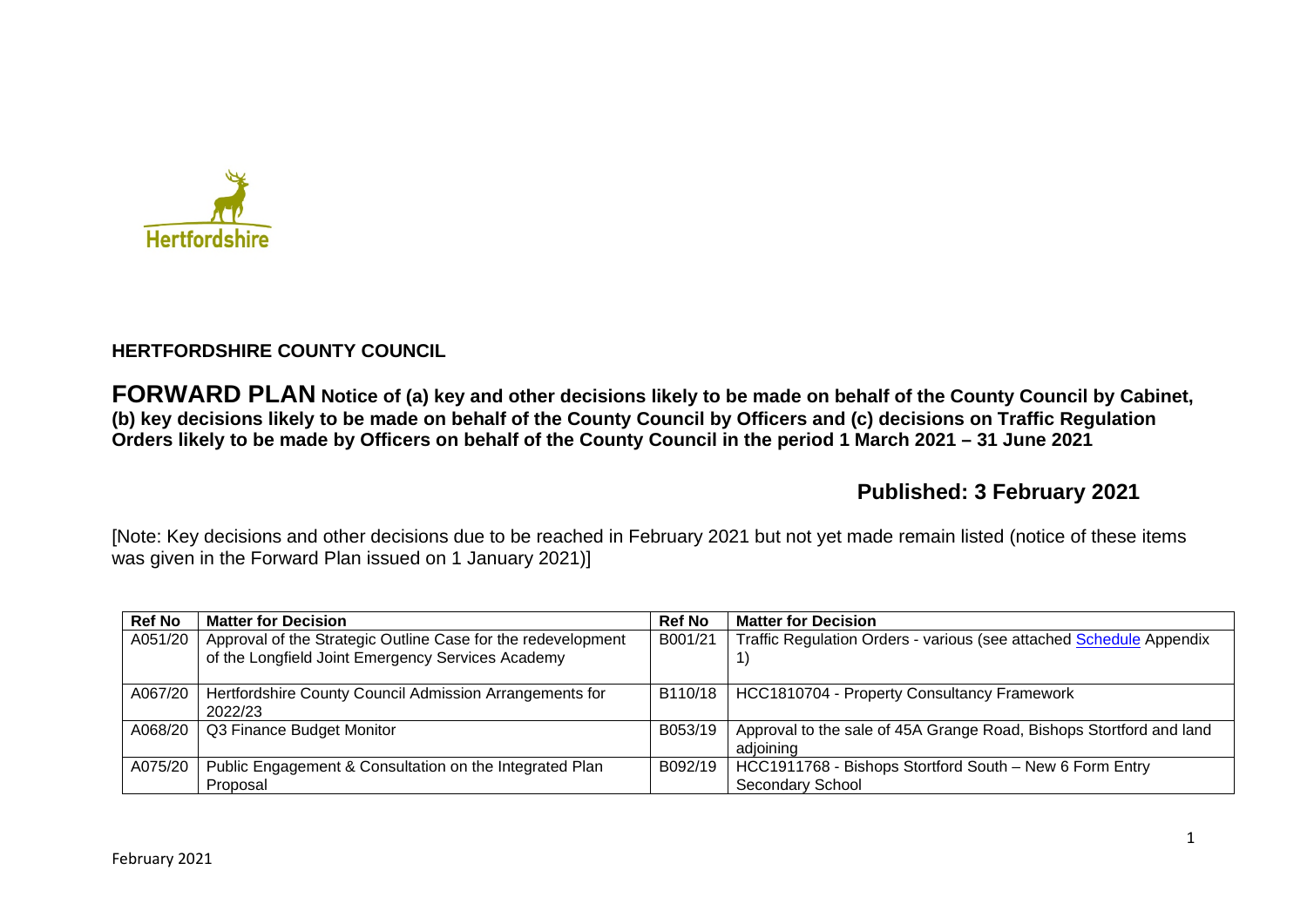Hertfordshire

**HERTFORDSHIRE COUNTY COUNCIL**

**FORWARD PLAN Notice of (a) key and other decisions likely to be made on behalf of the County Council by Cabinet, (b) key decisions likely to be made on behalf of the County Council by Officers and (c) decisions on Traffic Regulation Orders likely to be made by Officers on behalf of the County Council in the period 1 March 2021 – 31 June 2021**

**Published: 3 February 2021**

[Note: Key decisions and other decisions due to be reached in February 2021 but not yet made remain listed (notice of these items was given in the Forward Plan issued on 1 January 2021)]

| Ref No | Matter for Decision | Ref No | Matter for Decision |
| --- | --- | --- | --- |
| A051/20 | Approval of the Strategic Outline Case for the redevelopment of the Longfield Joint Emergency Services Academy | B001/21 | Traffic Regulation Orders - various (see attached Schedule Appendix 1) |
| A067/20 | Hertfordshire County Council Admission Arrangements for 2022/23 | B110/18 | HCC1810704 - Property Consultancy Framework |
| A068/20 | Q3 Finance Budget Monitor | B053/19 | Approval to the sale of 45A Grange Road, Bishops Stortford and land adjoining |
| A075/20 | Public Engagement & Consultation on the Integrated Plan Proposal | B092/19 | HCC1911768 - Bishops Stortford South – New 6 Form Entry Secondary School |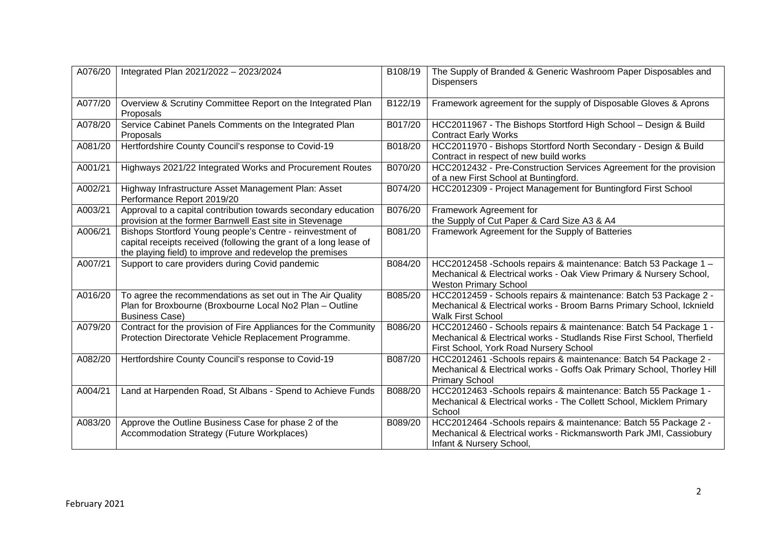| A076/20 | Integrated Plan 2021/2022 – 2023/2024 | B108/19 | The Supply of Branded & Generic Washroom Paper Disposables and Dispensers |
|---|---|---|---|
| A077/20 | Overview & Scrutiny Committee Report on the Integrated Plan Proposals | B122/19 | Framework agreement for the supply of Disposable Gloves & Aprons |
| A078/20 | Service Cabinet Panels Comments on the Integrated Plan Proposals | B017/20 | HCC2011967 - The Bishops Stortford High School – Design & Build Contract Early Works |
| A081/20 | Hertfordshire County Council's response to Covid-19 | B018/20 | HCC2011970 - Bishops Stortford North Secondary - Design & Build Contract in respect of new build works |
| A001/21 | Highways 2021/22 Integrated Works and Procurement Routes | B070/20 | HCC2012432 - Pre-Construction Services Agreement for the provision of a new First School at Buntingford. |
| A002/21 | Highway Infrastructure Asset Management Plan: Asset Performance Report 2019/20 | B074/20 | HCC2012309 - Project Management for Buntingford First School |
| A003/21 | Approval to a capital contribution towards secondary education provision at the former Barnwell East site in Stevenage | B076/20 | Framework Agreement for the Supply of Cut Paper & Card Size A3 & A4 |
| A006/21 | Bishops Stortford Young people's Centre - reinvestment of capital receipts received (following the grant of a long lease of the playing field) to improve and redevelop the premises | B081/20 | Framework Agreement for the Supply of Batteries |
| A007/21 | Support to care providers during Covid pandemic | B084/20 | HCC2012458 -Schools repairs & maintenance: Batch 53 Package 1 – Mechanical & Electrical works - Oak View Primary & Nursery School, Weston Primary School |
| A016/20 | To agree the recommendations as set out in The Air Quality Plan for Broxbourne (Broxbourne Local No2 Plan – Outline Business Case) | B085/20 | HCC2012459 - Schools repairs & maintenance: Batch 53 Package 2 - Mechanical & Electrical works - Broom Barns Primary School, Icknield Walk First School |
| A079/20 | Contract for the provision of Fire Appliances for the Community Protection Directorate Vehicle Replacement Programme. | B086/20 | HCC2012460 - Schools repairs & maintenance: Batch 54 Package 1 - Mechanical & Electrical works - Studlands Rise First School, Therfield First School, York Road Nursery School |
| A082/20 | Hertfordshire County Council's response to Covid-19 | B087/20 | HCC2012461 -Schools repairs & maintenance: Batch 54 Package 2 - Mechanical & Electrical works - Goffs Oak Primary School, Thorley Hill Primary School |
| A004/21 | Land at Harpenden Road, St Albans - Spend to Achieve Funds | B088/20 | HCC2012463 -Schools repairs & maintenance: Batch 55 Package 1 - Mechanical & Electrical works - The Collett School, Micklem Primary School |
| A083/20 | Approve the Outline Business Case for phase 2 of the Accommodation Strategy (Future Workplaces) | B089/20 | HCC2012464 -Schools repairs & maintenance: Batch 55 Package 2 - Mechanical & Electrical works - Rickmansworth Park JMI, Cassiobury Infant & Nursery School, |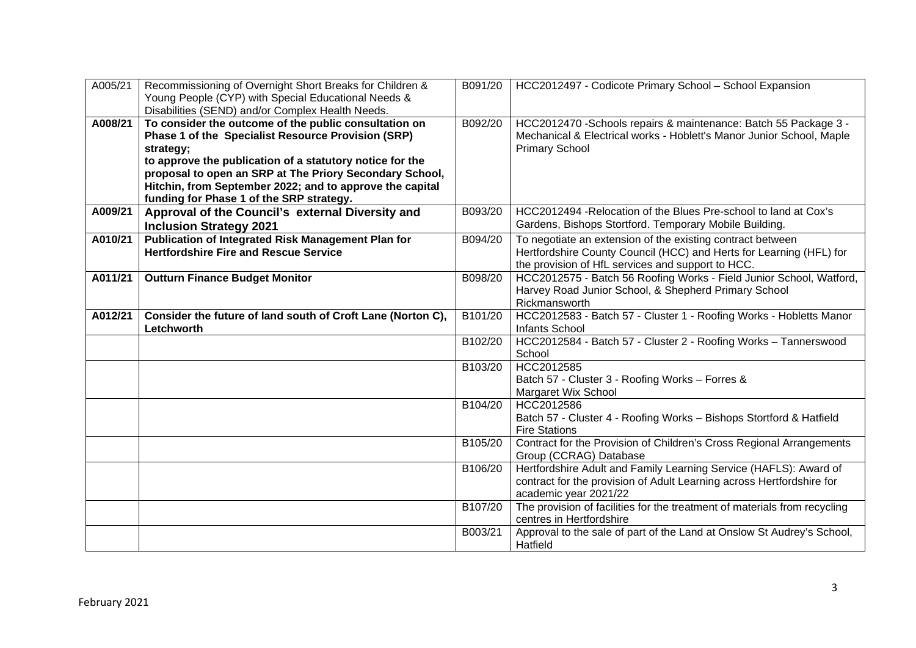| A005/21 | Recommissioning of Overnight Short Breaks for Children & Young People (CYP) with Special Educational Needs & Disabilities (SEND) and/or Complex Health Needs. | B091/20 | HCC2012497 - Codicote Primary School – School Expansion |
|---|---|---|---|
| **A008/21** | **To consider the outcome of the public consultation on Phase 1 of the Specialist Resource Provision (SRP) strategy; to approve the publication of a statutory notice for the proposal to open an SRP at The Priory Secondary School, Hitchin, from September 2022; and to approve the capital funding for Phase 1 of the SRP strategy.** | B092/20 | HCC2012470 -Schools repairs & maintenance: Batch 55 Package 3 - Mechanical & Electrical works - Hoblett's Manor Junior School, Maple Primary School |
| **A009/21** | **Approval of the Council's external Diversity and Inclusion Strategy 2021** | B093/20 | HCC2012494 -Relocation of the Blues Pre-school to land at Cox's Gardens, Bishops Stortford. Temporary Mobile Building. |
| **A010/21** | **Publication of Integrated Risk Management Plan for Hertfordshire Fire and Rescue Service** | B094/20 | To negotiate an extension of the existing contract between Hertfordshire County Council (HCC) and Herts for Learning (HFL) for the provision of HfL services and support to HCC. |
| **A011/21** | **Outturn Finance Budget Monitor** | B098/20 | HCC2012575 - Batch 56 Roofing Works - Field Junior School, Watford, Harvey Road Junior School, & Shepherd Primary School Rickmansworth |
| **A012/21** | **Consider the future of land south of Croft Lane (Norton C), Letchworth** | B101/20 | HCC2012583 - Batch 57 - Cluster 1 - Roofing Works - Hobletts Manor Infants School |
| | | B102/20 | HCC2012584 - Batch 57 - Cluster 2 - Roofing Works – Tannerswood School |
| | | B103/20 | HCC2012585 Batch 57 - Cluster 3 - Roofing Works – Forres & Margaret Wix School |
| | | B104/20 | HCC2012586 Batch 57 - Cluster 4 - Roofing Works – Bishops Stortford & Hatfield Fire Stations |
| | | B105/20 | Contract for the Provision of Children's Cross Regional Arrangements Group (CCRAG) Database |
| | | B106/20 | Hertfordshire Adult and Family Learning Service (HAFLS): Award of contract for the provision of Adult Learning across Hertfordshire for academic year 2021/22 |
| | | B107/20 | The provision of facilities for the treatment of materials from recycling centres in Hertfordshire |
| | | B003/21 | Approval to the sale of part of the Land at Onslow St Audrey's School, Hatfield |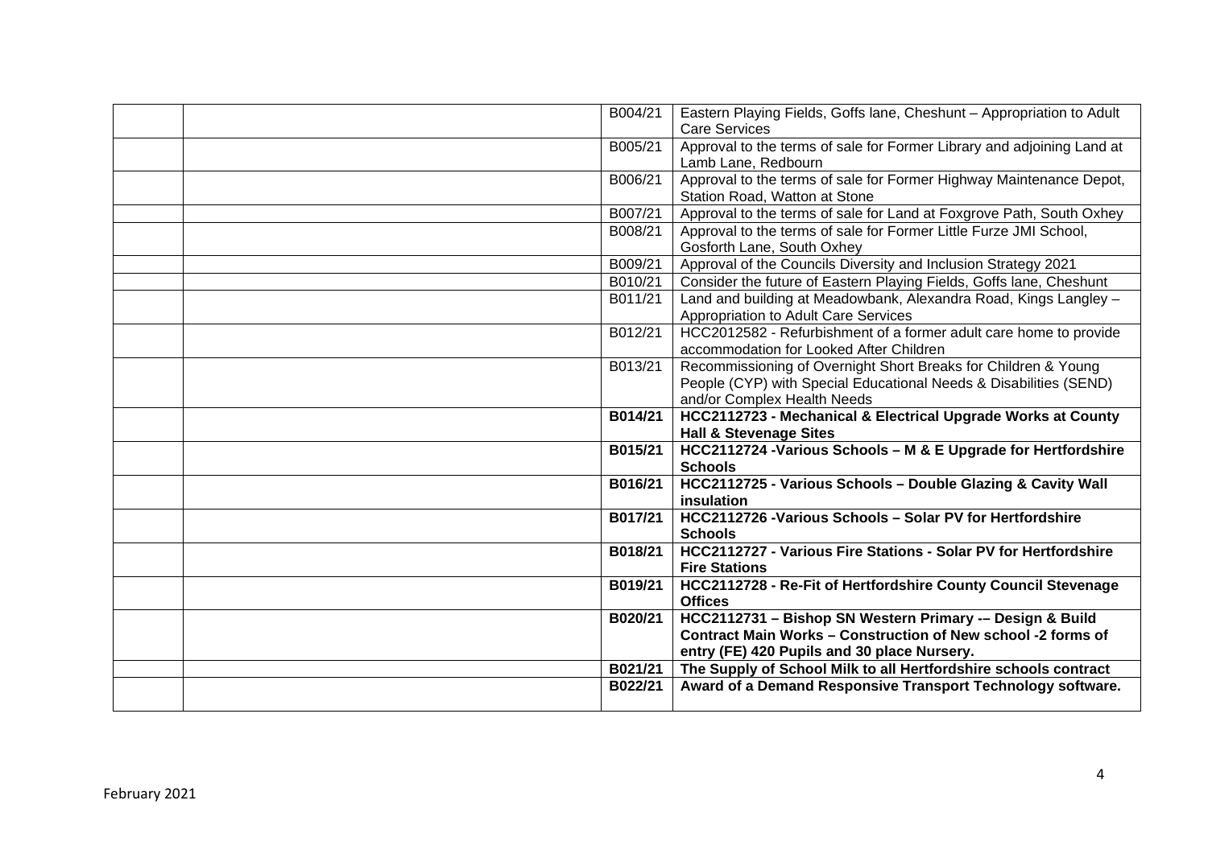| | | | |
|---|---|---|---|
| | | B004/21 | Eastern Playing Fields, Goffs lane, Cheshunt – Appropriation to Adult Care Services |
| | | B005/21 | Approval to the terms of sale for Former Library and adjoining Land at Lamb Lane, Redbourn |
| | | B006/21 | Approval to the terms of sale for Former Highway Maintenance Depot, Station Road, Watton at Stone |
| | | B007/21 | Approval to the terms of sale for Land at Foxgrove Path, South Oxhey |
| | | B008/21 | Approval to the terms of sale for Former Little Furze JMI School, Gosforth Lane, South Oxhey |
| | | B009/21 | Approval of the Councils Diversity and Inclusion Strategy 2021 |
| | | B010/21 | Consider the future of Eastern Playing Fields, Goffs lane, Cheshunt |
| | | B011/21 | Land and building at Meadowbank, Alexandra Road, Kings Langley – Appropriation to Adult Care Services |
| | | B012/21 | HCC2012582 - Refurbishment of a former adult care home to provide accommodation for Looked After Children |
| | | B013/21 | Recommissioning of Overnight Short Breaks for Children & Young People (CYP) with Special Educational Needs & Disabilities (SEND) and/or Complex Health Needs |
| | | **B014/21** | **HCC2112723 - Mechanical & Electrical Upgrade Works at County Hall & Stevenage Sites** |
| | | **B015/21** | **HCC2112724 -Various Schools – M & E Upgrade for Hertfordshire Schools** |
| | | **B016/21** | **HCC2112725 - Various Schools – Double Glazing & Cavity Wall insulation** |
| | | **B017/21** | **HCC2112726 -Various Schools – Solar PV for Hertfordshire Schools** |
| | | **B018/21** | **HCC2112727 - Various Fire Stations - Solar PV for Hertfordshire Fire Stations** |
| | | **B019/21** | **HCC2112728 - Re-Fit of Hertfordshire County Council Stevenage Offices** |
| | | **B020/21** | **HCC2112731 – Bishop SN Western Primary -– Design & Build Contract Main Works – Construction of New school -2 forms of entry (FE) 420 Pupils and 30 place Nursery.** |
| | | **B021/21** | **The Supply of School Milk to all Hertfordshire schools contract** |
| | | **B022/21** | **Award of a Demand Responsive Transport Technology software.** |

February 2021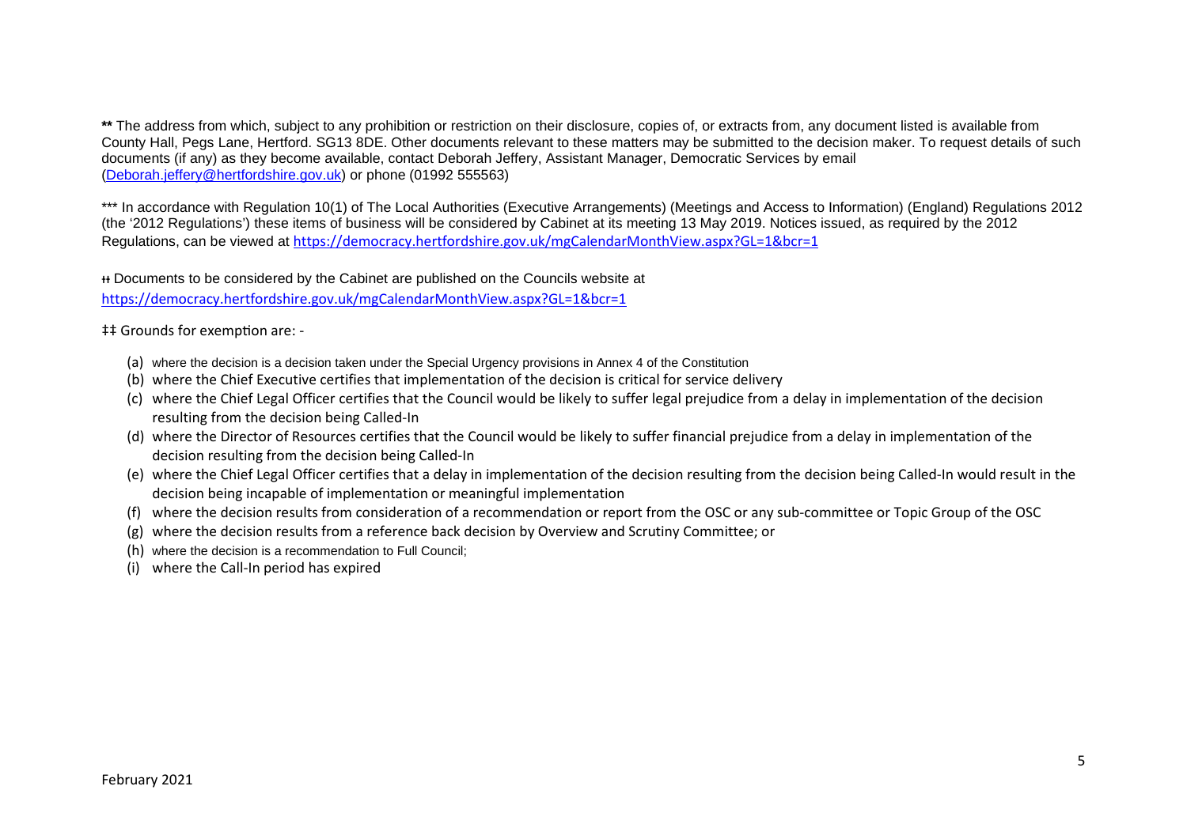** The address from which, subject to any prohibition or restriction on their disclosure, copies of, or extracts from, any document listed is available from County Hall, Pegs Lane, Hertford. SG13 8DE. Other documents relevant to these matters may be submitted to the decision maker. To request details of such documents (if any) as they become available, contact Deborah Jeffery, Assistant Manager, Democratic Services by email (Deborah.jeffery@hertfordshire.gov.uk) or phone (01992 555563)

*** In accordance with Regulation 10(1) of The Local Authorities (Executive Arrangements) (Meetings and Access to Information) (England) Regulations 2012 (the '2012 Regulations') these items of business will be considered by Cabinet at its meeting 13 May 2019. Notices issued, as required by the 2012 Regulations, can be viewed at https://democracy.hertfordshire.gov.uk/mgCalendarMonthView.aspx?GL=1&bcr=1

ǂǂ Documents to be considered by the Cabinet are published on the Councils website at https://democracy.hertfordshire.gov.uk/mgCalendarMonthView.aspx?GL=1&bcr=1

‡‡ Grounds for exemption are: -

(a) where the decision is a decision taken under the Special Urgency provisions in Annex 4 of the Constitution
(b) where the Chief Executive certifies that implementation of the decision is critical for service delivery
(c) where the Chief Legal Officer certifies that the Council would be likely to suffer legal prejudice from a delay in implementation of the decision resulting from the decision being Called-In
(d) where the Director of Resources certifies that the Council would be likely to suffer financial prejudice from a delay in implementation of the decision resulting from the decision being Called-In
(e) where the Chief Legal Officer certifies that a delay in implementation of the decision resulting from the decision being Called-In would result in the decision being incapable of implementation or meaningful implementation
(f) where the decision results from consideration of a recommendation or report from the OSC or any sub-committee or Topic Group of the OSC
(g) where the decision results from a reference back decision by Overview and Scrutiny Committee; or
(h) where the decision is a recommendation to Full Council;
(i) where the Call-In period has expired

February 2021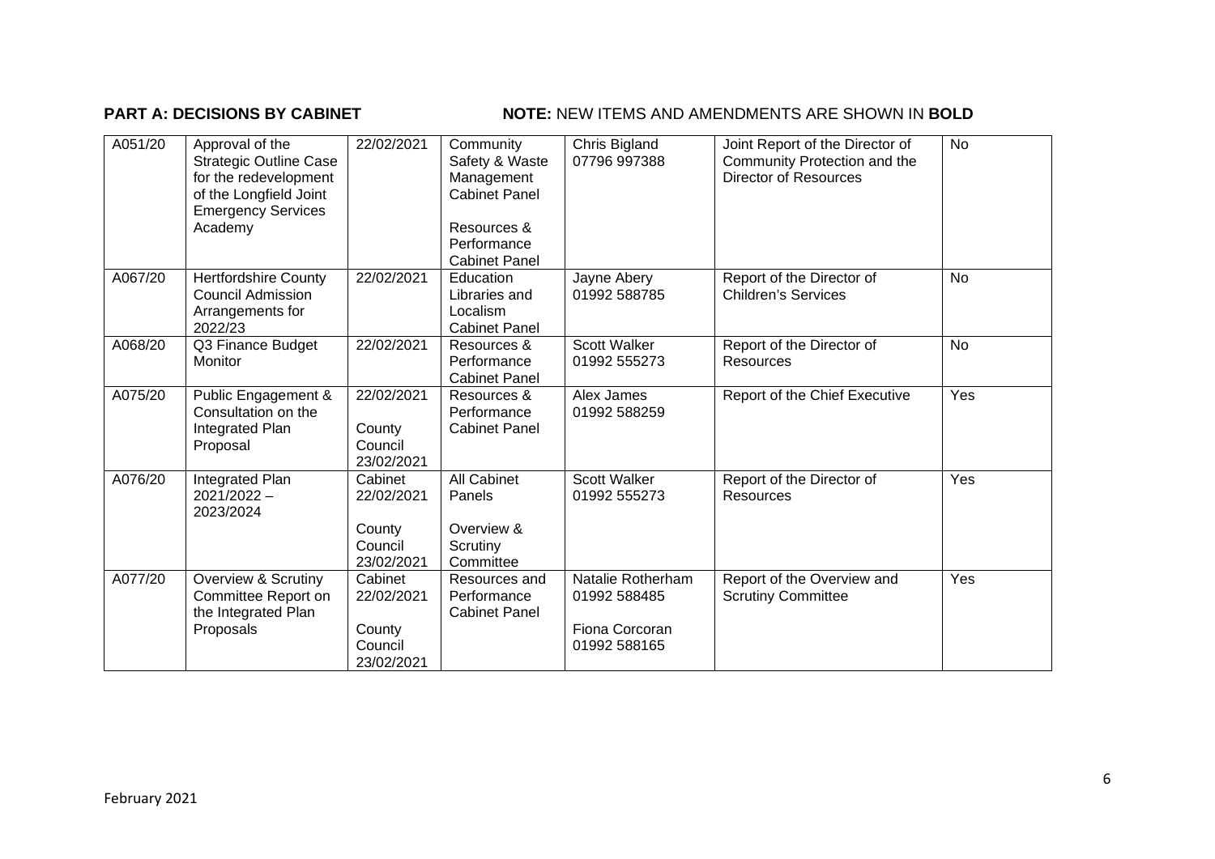**PART A: DECISIONS BY CABINET** **NOTE:** NEW ITEMS AND AMENDMENTS ARE SHOWN IN **BOLD**

| | | | | | | |
|---|---|---|---|---|---|---|
| A051/20 | Approval of the Strategic Outline Case for the redevelopment of the Longfield Joint Emergency Services Academy | 22/02/2021 | Community Safety & Waste Management Cabinet Panel<br><br>Resources & Performance Cabinet Panel | Chris Bigland 07796 997388 | Joint Report of the Director of Community Protection and the Director of Resources | No |
| A067/20 | Hertfordshire County Council Admission Arrangements for 2022/23 | 22/02/2021 | Education Libraries and Localism Cabinet Panel | Jayne Abery 01992 588785 | Report of the Director of Children's Services | No |
| A068/20 | Q3 Finance Budget Monitor | 22/02/2021 | Resources & Performance Cabinet Panel | Scott Walker 01992 555273 | Report of the Director of Resources | No |
| A075/20 | Public Engagement & Consultation on the Integrated Plan Proposal | 22/02/2021<br><br>County Council 23/02/2021 | Resources & Performance Cabinet Panel | Alex James 01992 588259 | Report of the Chief Executive | Yes |
| A076/20 | Integrated Plan 2021/2022 – 2023/2024 | Cabinet 22/02/2021<br><br>County Council 23/02/2021 | All Cabinet Panels<br><br>Overview & Scrutiny Committee | Scott Walker 01992 555273 | Report of the Director of Resources | Yes |
| A077/20 | Overview & Scrutiny Committee Report on the Integrated Plan Proposals | Cabinet 22/02/2021<br><br>County Council 23/02/2021 | Resources and Performance Cabinet Panel | Natalie Rotherham 01992 588485<br><br>Fiona Corcoran 01992 588165 | Report of the Overview and Scrutiny Committee | Yes |

February 2021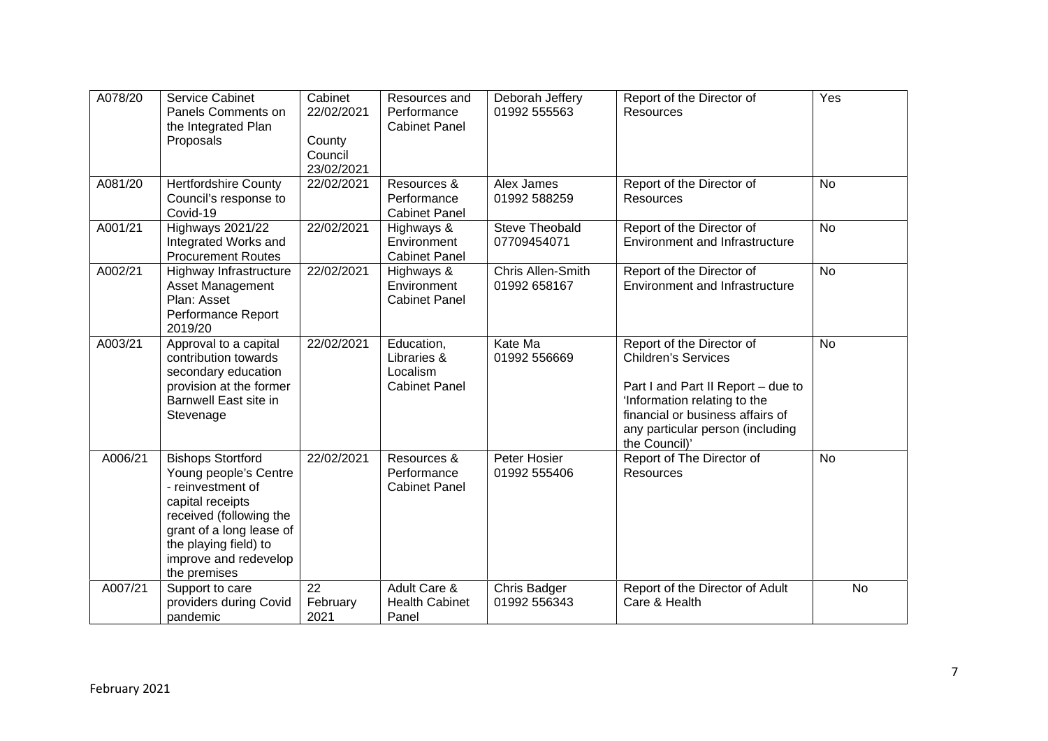| A078/20 | Service Cabinet Panels Comments on the Integrated Plan Proposals | Cabinet 22/02/2021<br><br>County Council 23/02/2021 | Resources and Performance Cabinet Panel | Deborah Jeffery 01992 555563 | Report of the Director of Resources | Yes |
|---|---|---|---|---|---|---|
| A081/20 | Hertfordshire County Council's response to Covid-19 | 22/02/2021 | Resources & Performance Cabinet Panel | Alex James 01992 588259 | Report of the Director of Resources | No |
| A001/21 | Highways 2021/22 Integrated Works and Procurement Routes | 22/02/2021 | Highways & Environment Cabinet Panel | Steve Theobald 07709454071 | Report of the Director of Environment and Infrastructure | No |
| A002/21 | Highway Infrastructure Asset Management Plan: Asset Performance Report 2019/20 | 22/02/2021 | Highways & Environment Cabinet Panel | Chris Allen-Smith 01992 658167 | Report of the Director of Environment and Infrastructure | No |
| A003/21 | Approval to a capital contribution towards secondary education provision at the former Barnwell East site in Stevenage | 22/02/2021 | Education, Libraries & Localism Cabinet Panel | Kate Ma 01992 556669 | Report of the Director of Children's Services<br><br>Part I and Part II Report – due to 'Information relating to the financial or business affairs of any particular person (including the Council)' | No |
| A006/21 | Bishops Stortford Young people's Centre - reinvestment of capital receipts received (following the grant of a long lease of the playing field) to improve and redevelop the premises | 22/02/2021 | Resources & Performance Cabinet Panel | Peter Hosier 01992 555406 | Report of The Director of Resources | No |
| A007/21 | Support to care providers during Covid pandemic | 22 February 2021 | Adult Care & Health Cabinet Panel | Chris Badger 01992 556343 | Report of the Director of Adult Care & Health | No |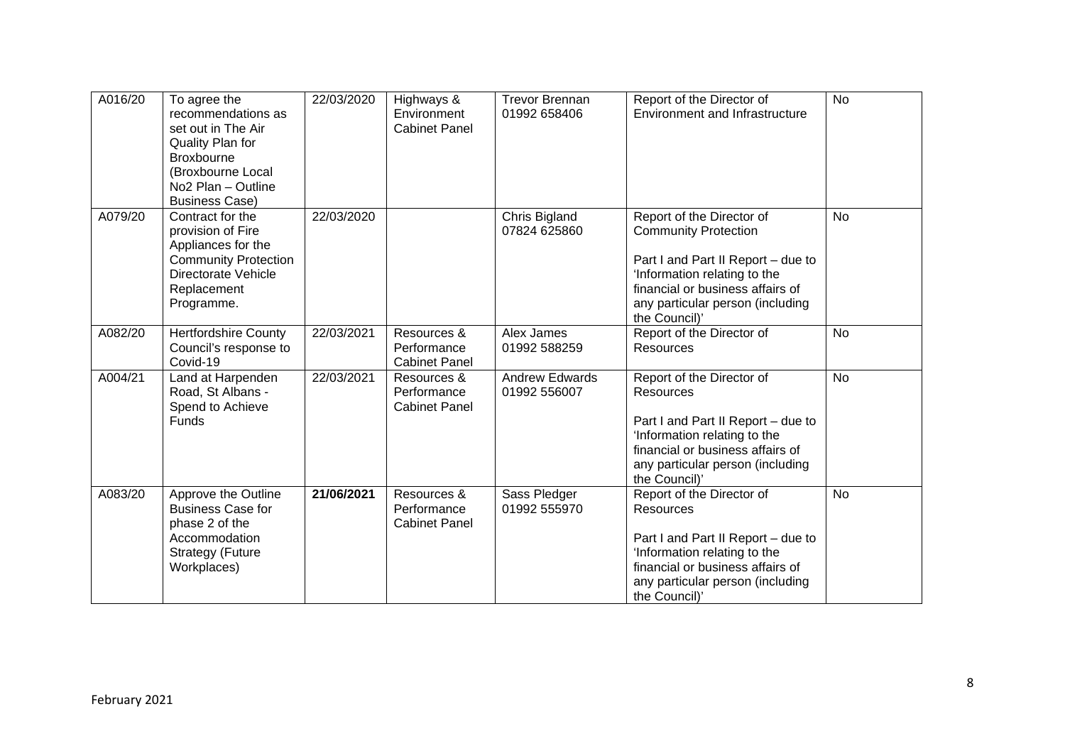| A016/20 | To agree the recommendations as set out in The Air Quality Plan for Broxbourne (Broxbourne Local No2 Plan – Outline Business Case) | 22/03/2020 | Highways & Environment Cabinet Panel | Trevor Brennan 01992 658406 | Report of the Director of Environment and Infrastructure | No |
|---|---|---|---|---|---|---|
| A079/20 | Contract for the provision of Fire Appliances for the Community Protection Directorate Vehicle Replacement Programme. | 22/03/2020 | | Chris Bigland 07824 625860 | Report of the Director of Community Protection<br><br>Part I and Part II Report – due to 'Information relating to the financial or business affairs of any particular person (including the Council)' | No |
| A082/20 | Hertfordshire County Council's response to Covid-19 | 22/03/2021 | Resources & Performance Cabinet Panel | Alex James 01992 588259 | Report of the Director of Resources | No |
| A004/21 | Land at Harpenden Road, St Albans - Spend to Achieve Funds | 22/03/2021 | Resources & Performance Cabinet Panel | Andrew Edwards 01992 556007 | Report of the Director of Resources<br><br>Part I and Part II Report – due to 'Information relating to the financial or business affairs of any particular person (including the Council)' | No |
| A083/20 | Approve the Outline Business Case for phase 2 of the Accommodation Strategy (Future Workplaces) | **21/06/2021** | Resources & Performance Cabinet Panel | Sass Pledger 01992 555970 | Report of the Director of Resources<br><br>Part I and Part II Report – due to 'Information relating to the financial or business affairs of any particular person (including the Council)' | No |

February 2021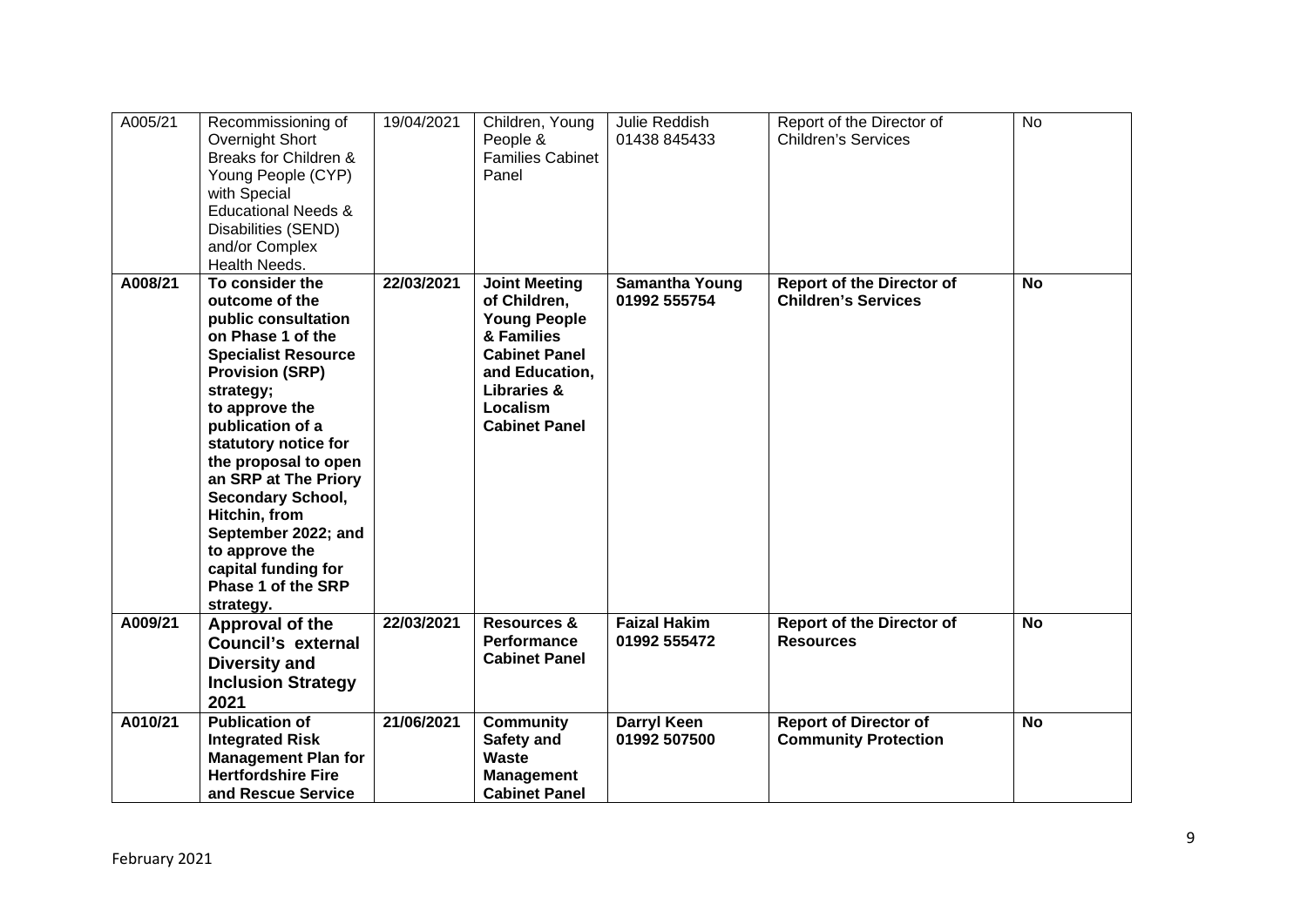| A005/21 | Recommissioning of Overnight Short Breaks for Children & Young People (CYP) with Special Educational Needs & Disabilities (SEND) and/or Complex Health Needs. | 19/04/2021 | Children, Young People & Families Cabinet Panel | Julie Reddish 01438 845433 | Report of the Director of Children's Services | No |
|---|---|---|---|---|---|---|
| **A008/21** | **To consider the outcome of the public consultation on Phase 1 of the Specialist Resource Provision (SRP) strategy; to approve the publication of a statutory notice for the proposal to open an SRP at The Priory Secondary School, Hitchin, from September 2022; and to approve the capital funding for Phase 1 of the SRP strategy.** | **22/03/2021** | **Joint Meeting of Children, Young People & Families Cabinet Panel and Education, Libraries & Localism Cabinet Panel** | **Samantha Young 01992 555754** | **Report of the Director of Children's Services** | **No** |
| **A009/21** | **Approval of the Council's external Diversity and Inclusion Strategy 2021** | **22/03/2021** | **Resources & Performance Cabinet Panel** | **Faizal Hakim 01992 555472** | **Report of the Director of Resources** | **No** |
| **A010/21** | **Publication of Integrated Risk Management Plan for Hertfordshire Fire and Rescue Service** | **21/06/2021** | **Community Safety and Waste Management Cabinet Panel** | **Darryl Keen 01992 507500** | **Report of Director of Community Protection** | **No** |

February 2021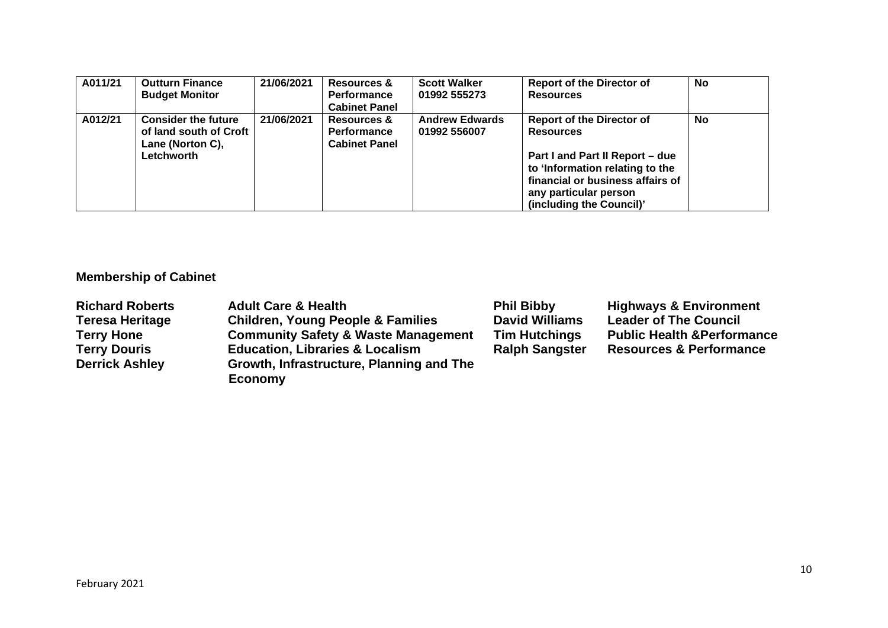| A011/21 | **Outturn Finance Budget Monitor** | 21/06/2021 | **Resources & Performance Cabinet Panel** | **Scott Walker** 01992 555273 | **Report of the Director of Resources** | **No** |
|---|---|---|---|---|---|---|
| A012/21 | **Consider the future of land south of Croft Lane (Norton C), Letchworth** | 21/06/2021 | **Resources & Performance Cabinet Panel** | **Andrew Edwards** 01992 556007 | **Report of the Director of Resources**<br><br>**Part I and Part II Report – due to 'Information relating to the financial or business affairs of any particular person (including the Council)'** | **No** |

## Membership of Cabinet

| | | | |
|---|---|---|---|
| **Richard Roberts** | **Adult Care & Health** | **Phil Bibby** | **Highways & Environment** |
| **Teresa Heritage** | **Children, Young People & Families** | **David Williams** | **Leader of The Council** |
| **Terry Hone** | **Community Safety & Waste Management** | **Tim Hutchings** | **Public Health &Performance** |
| **Terry Douris** | **Education, Libraries & Localism** | **Ralph Sangster** | **Resources & Performance** |
| **Derrick Ashley** | **Growth, Infrastructure, Planning and The Economy** | | |

February 2021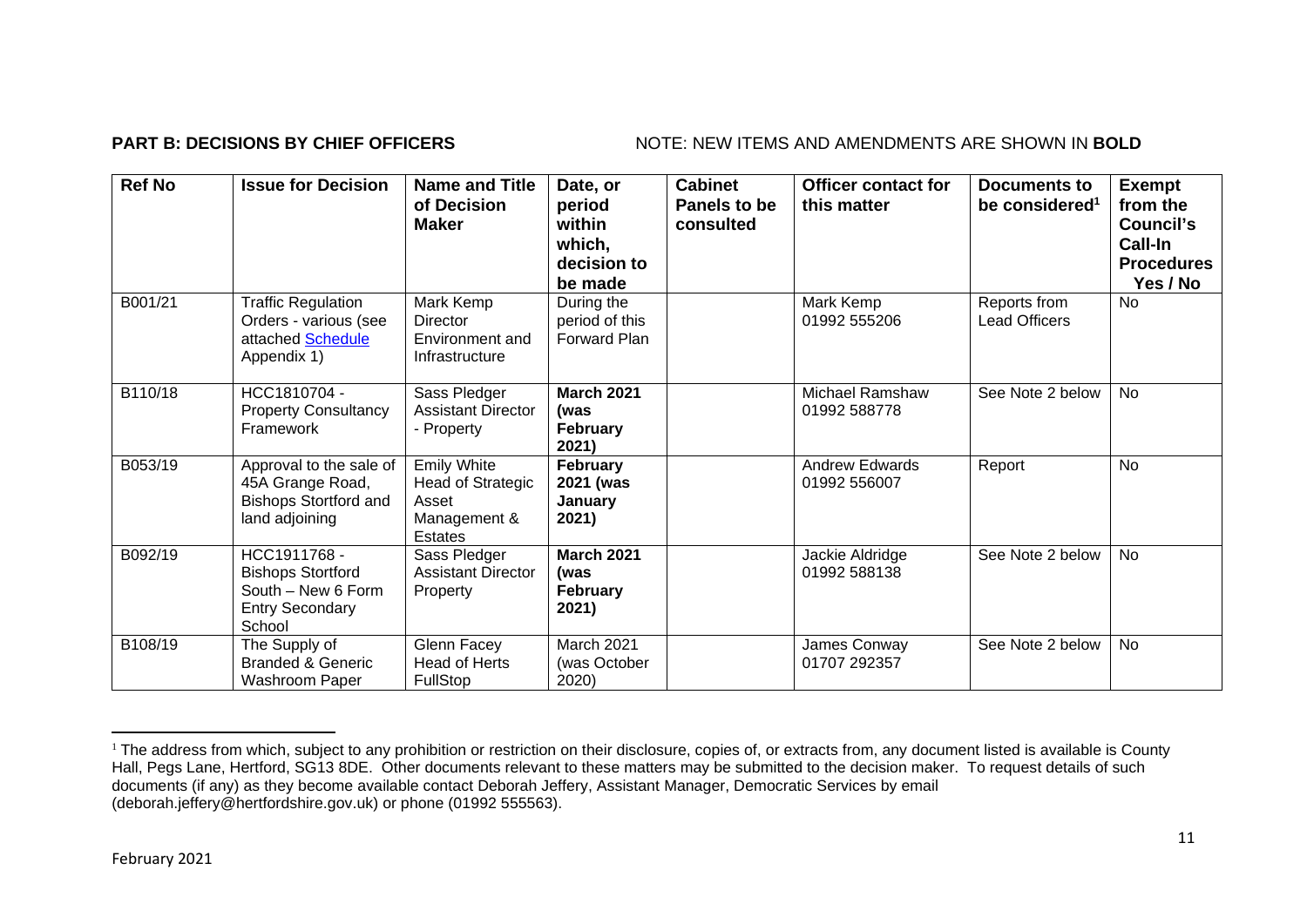**PART B: DECISIONS BY CHIEF OFFICERS** NOTE: NEW ITEMS AND AMENDMENTS ARE SHOWN IN **BOLD**

| Ref No | Issue for Decision | Name and Title of Decision Maker | Date, or period within which, decision to be made | Cabinet Panels to be consulted | Officer contact for this matter | Documents to be considered[1] | Exempt from the Council's Call-In Procedures Yes / No |
|---|---|---|---|---|---|---|---|
| B001/21 | Traffic Regulation Orders - various (see attached Schedule Appendix 1) | Mark Kemp Director Environment and Infrastructure | During the period of this Forward Plan | | Mark Kemp 01992 555206 | Reports from Lead Officers | No |
| B110/18 | HCC1810704 - Property Consultancy Framework | Sass Pledger Assistant Director - Property | **March 2021 (was February 2021)** | | Michael Ramshaw 01992 588778 | See Note 2 below | No |
| B053/19 | Approval to the sale of 45A Grange Road, Bishops Stortford and land adjoining | Emily White Head of Strategic Asset Management & Estates | **February 2021 (was January 2021)** | | Andrew Edwards 01992 556007 | Report | No |
| B092/19 | HCC1911768 - Bishops Stortford South – New 6 Form Entry Secondary School | Sass Pledger Assistant Director Property | **March 2021 (was February 2021)** | | Jackie Aldridge 01992 588138 | See Note 2 below | No |
| B108/19 | The Supply of Branded & Generic Washroom Paper | Glenn Facey Head of Herts FullStop | March 2021 (was October 2020) | | James Conway 01707 292357 | See Note 2 below | No |

[1] The address from which, subject to any prohibition or restriction on their disclosure, copies of, or extracts from, any document listed is available is County Hall, Pegs Lane, Hertford, SG13 8DE. Other documents relevant to these matters may be submitted to the decision maker. To request details of such documents (if any) as they become available contact Deborah Jeffery, Assistant Manager, Democratic Services by email (deborah.jeffery@hertfordshire.gov.uk) or phone (01992 555563).

February 2021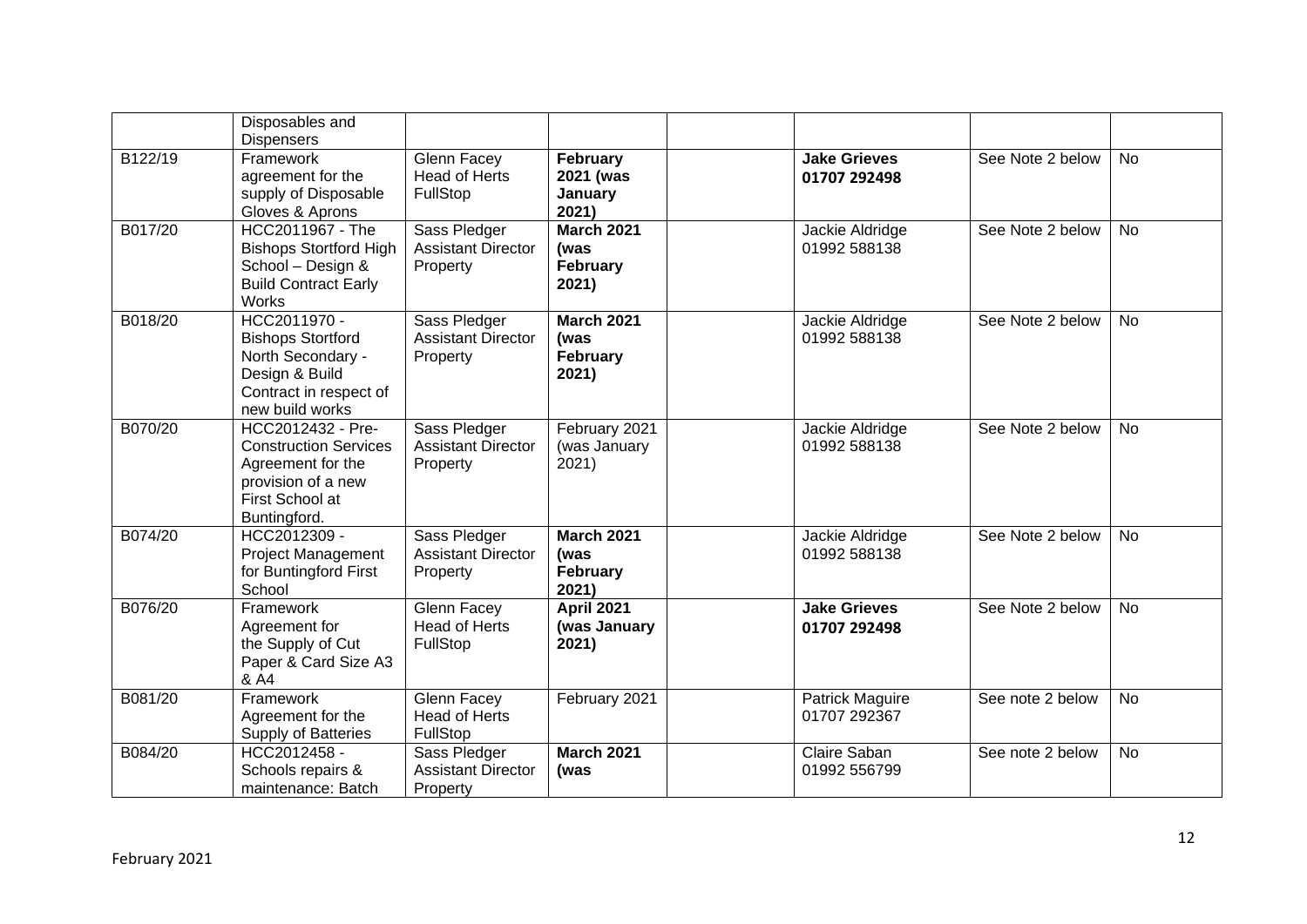| | | | | | | | |
|---|---|---|---|---|---|---|---|
| | Disposables and Dispensers | | | | | | |
| B122/19 | Framework agreement for the supply of Disposable Gloves & Aprons | Glenn Facey Head of Herts FullStop | **February 2021 (was January 2021)** | | **Jake Grieves 01707 292498** | See Note 2 below | No |
| B017/20 | HCC2011967 - The Bishops Stortford High School – Design & Build Contract Early Works | Sass Pledger Assistant Director Property | **March 2021 (was February 2021)** | | Jackie Aldridge 01992 588138 | See Note 2 below | No |
| B018/20 | HCC2011970 - Bishops Stortford North Secondary - Design & Build Contract in respect of new build works | Sass Pledger Assistant Director Property | **March 2021 (was February 2021)** | | Jackie Aldridge 01992 588138 | See Note 2 below | No |
| B070/20 | HCC2012432 - Pre-Construction Services Agreement for the provision of a new First School at Buntingford. | Sass Pledger Assistant Director Property | February 2021 (was January 2021) | | Jackie Aldridge 01992 588138 | See Note 2 below | No |
| B074/20 | HCC2012309 - Project Management for Buntingford First School | Sass Pledger Assistant Director Property | **March 2021 (was February 2021)** | | Jackie Aldridge 01992 588138 | See Note 2 below | No |
| B076/20 | Framework Agreement for the Supply of Cut Paper & Card Size A3 & A4 | Glenn Facey Head of Herts FullStop | **April 2021 (was January 2021)** | | **Jake Grieves 01707 292498** | See Note 2 below | No |
| B081/20 | Framework Agreement for the Supply of Batteries | Glenn Facey Head of Herts FullStop | February 2021 | | Patrick Maguire 01707 292367 | See note 2 below | No |
| B084/20 | HCC2012458 - Schools repairs & maintenance: Batch | Sass Pledger Assistant Director Property | **March 2021 (was** | | Claire Saban 01992 556799 | See note 2 below | No |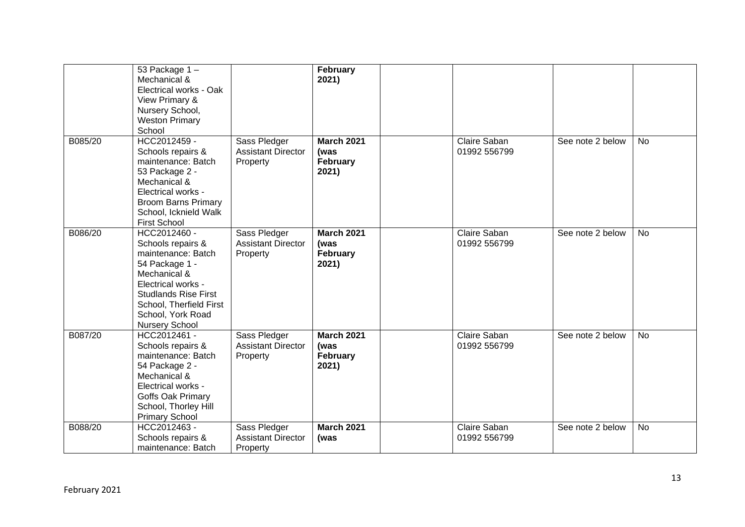| | | | | | | | |
|---|---|---|---|---|---|---|---|
| | 53 Package 1 – Mechanical & Electrical works - Oak View Primary & Nursery School, Weston Primary School | | **February 2021)** | | | | |
| B085/20 | HCC2012459 - Schools repairs & maintenance: Batch 53 Package 2 - Mechanical & Electrical works - Broom Barns Primary School, Icknield Walk First School | Sass Pledger Assistant Director Property | **March 2021 (was February 2021)** | | Claire Saban 01992 556799 | See note 2 below | No |
| B086/20 | HCC2012460 - Schools repairs & maintenance: Batch 54 Package 1 - Mechanical & Electrical works - Studlands Rise First School, Therfield First School, York Road Nursery School | Sass Pledger Assistant Director Property | **March 2021 (was February 2021)** | | Claire Saban 01992 556799 | See note 2 below | No |
| B087/20 | HCC2012461 - Schools repairs & maintenance: Batch 54 Package 2 - Mechanical & Electrical works - Goffs Oak Primary School, Thorley Hill Primary School | Sass Pledger Assistant Director Property | **March 2021 (was February 2021)** | | Claire Saban 01992 556799 | See note 2 below | No |
| B088/20 | HCC2012463 - Schools repairs & maintenance: Batch | Sass Pledger Assistant Director Property | **March 2021 (was** | | Claire Saban 01992 556799 | See note 2 below | No |

February 2021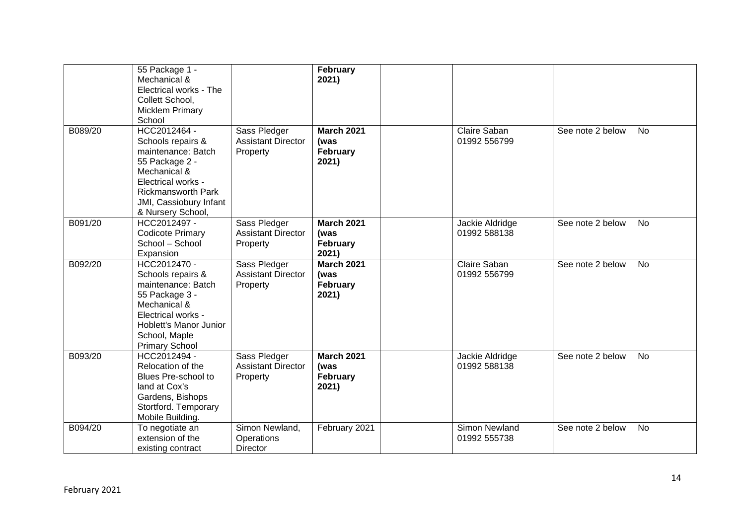| | | | | | | | |
|---|---|---|---|---|---|---|---|
| | 55 Package 1 - Mechanical & Electrical works - The Collett School, Micklem Primary School | | **February 2021)** | | | | |
| B089/20 | HCC2012464 - Schools repairs & maintenance: Batch 55 Package 2 - Mechanical & Electrical works - Rickmansworth Park JMI, Cassiobury Infant & Nursery School, | Sass Pledger Assistant Director Property | **March 2021 (was February 2021)** | | Claire Saban 01992 556799 | See note 2 below | No |
| B091/20 | HCC2012497 - Codicote Primary School – School Expansion | Sass Pledger Assistant Director Property | **March 2021 (was February 2021)** | | Jackie Aldridge 01992 588138 | See note 2 below | No |
| B092/20 | HCC2012470 - Schools repairs & maintenance: Batch 55 Package 3 - Mechanical & Electrical works - Hoblett's Manor Junior School, Maple Primary School | Sass Pledger Assistant Director Property | **March 2021 (was February 2021)** | | Claire Saban 01992 556799 | See note 2 below | No |
| B093/20 | HCC2012494 - Relocation of the Blues Pre-school to land at Cox's Gardens, Bishops Stortford. Temporary Mobile Building. | Sass Pledger Assistant Director Property | **March 2021 (was February 2021)** | | Jackie Aldridge 01992 588138 | See note 2 below | No |
| B094/20 | To negotiate an extension of the existing contract | Simon Newland, Operations Director | February 2021 | | Simon Newland 01992 555738 | See note 2 below | No |

February 2021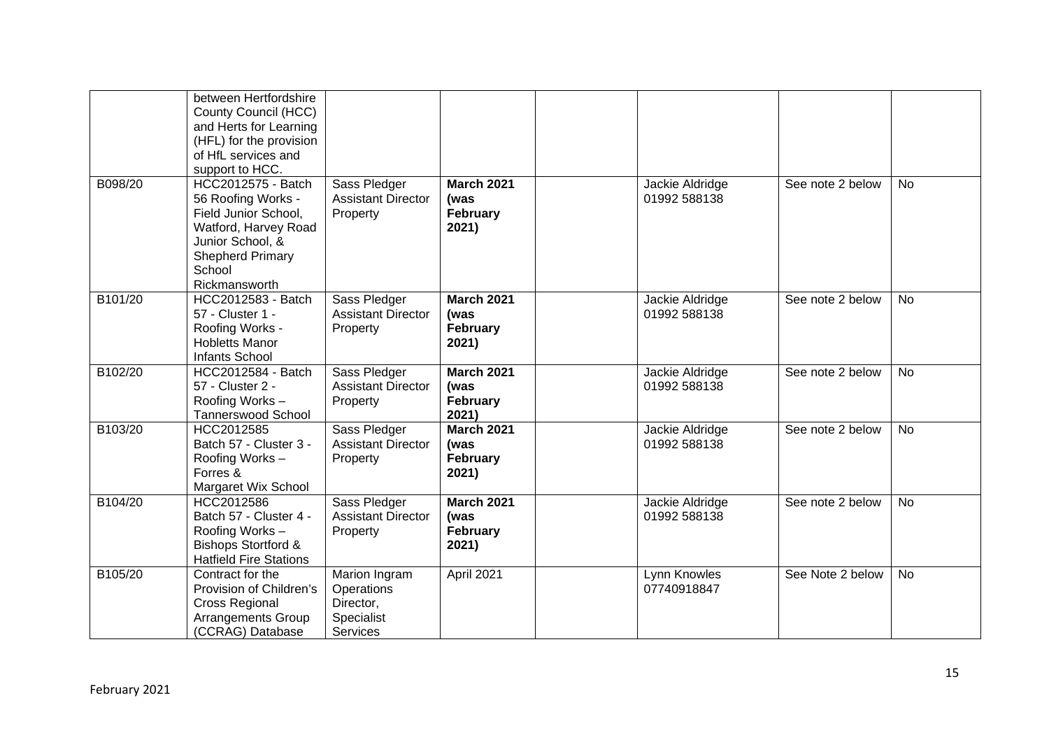|  |  |  |  |  |  |  |  |
|---|---|---|---|---|---|---|---|
|  | between Hertfordshire County Council (HCC) and Herts for Learning (HFL) for the provision of HfL services and support to HCC. |  |  |  |  |  |  |
| B098/20 | HCC2012575 - Batch 56 Roofing Works - Field Junior School, Watford, Harvey Road Junior School, & Shepherd Primary School Rickmansworth | Sass Pledger Assistant Director Property | **March 2021 (was February 2021)** |  | Jackie Aldridge 01992 588138 | See note 2 below | No |
| B101/20 | HCC2012583 - Batch 57 - Cluster 1 - Roofing Works - Hobletts Manor Infants School | Sass Pledger Assistant Director Property | **March 2021 (was February 2021)** |  | Jackie Aldridge 01992 588138 | See note 2 below | No |
| B102/20 | HCC2012584 - Batch 57 - Cluster 2 - Roofing Works – Tannerswood School | Sass Pledger Assistant Director Property | **March 2021 (was February 2021)** |  | Jackie Aldridge 01992 588138 | See note 2 below | No |
| B103/20 | HCC2012585 Batch 57 - Cluster 3 - Roofing Works – Forres & Margaret Wix School | Sass Pledger Assistant Director Property | **March 2021 (was February 2021)** |  | Jackie Aldridge 01992 588138 | See note 2 below | No |
| B104/20 | HCC2012586 Batch 57 - Cluster 4 - Roofing Works – Bishops Stortford & Hatfield Fire Stations | Sass Pledger Assistant Director Property | **March 2021 (was February 2021)** |  | Jackie Aldridge 01992 588138 | See note 2 below | No |
| B105/20 | Contract for the Provision of Children's Cross Regional Arrangements Group (CCRAG) Database | Marion Ingram Operations Director, Specialist Services | April 2021 |  | Lynn Knowles 07740918847 | See Note 2 below | No |

February 2021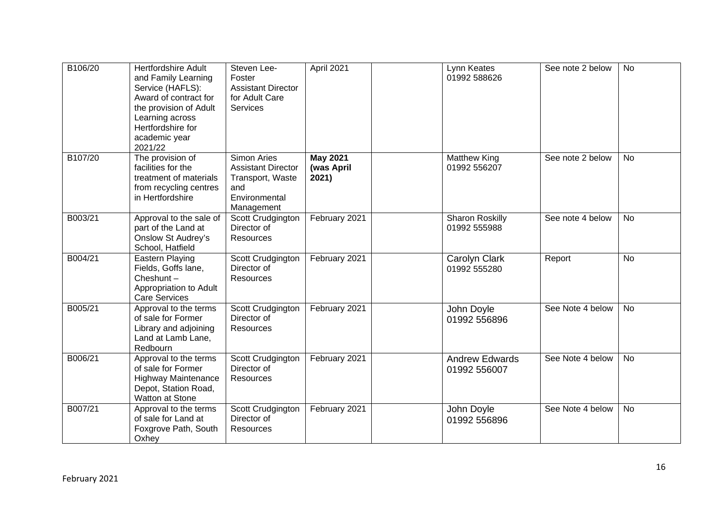| | | | | | | | |
|---|---|---|---|---|---|---|---|
| B106/20 | Hertfordshire Adult and Family Learning Service (HAFLS): Award of contract for the provision of Adult Learning across Hertfordshire for academic year 2021/22 | Steven Lee-Foster Assistant Director for Adult Care Services | April 2021 | | Lynn Keates 01992 588626 | See note 2 below | No |
| B107/20 | The provision of facilities for the treatment of materials from recycling centres in Hertfordshire | Simon Aries Assistant Director Transport, Waste and Environmental Management | **May 2021 (was April 2021)** | | Matthew King 01992 556207 | See note 2 below | No |
| B003/21 | Approval to the sale of part of the Land at Onslow St Audrey's School, Hatfield | Scott Crudgington Director of Resources | February 2021 | | Sharon Roskilly 01992 555988 | See note 4 below | No |
| B004/21 | Eastern Playing Fields, Goffs lane, Cheshunt – Appropriation to Adult Care Services | Scott Crudgington Director of Resources | February 2021 | | Carolyn Clark 01992 555280 | Report | No |
| B005/21 | Approval to the terms of sale for Former Library and adjoining Land at Lamb Lane, Redbourn | Scott Crudgington Director of Resources | February 2021 | | John Doyle 01992 556896 | See Note 4 below | No |
| B006/21 | Approval to the terms of sale for Former Highway Maintenance Depot, Station Road, Watton at Stone | Scott Crudgington Director of Resources | February 2021 | | Andrew Edwards 01992 556007 | See Note 4 below | No |
| B007/21 | Approval to the terms of sale for Land at Foxgrove Path, South Oxhey | Scott Crudgington Director of Resources | February 2021 | | John Doyle 01992 556896 | See Note 4 below | No |

February 2021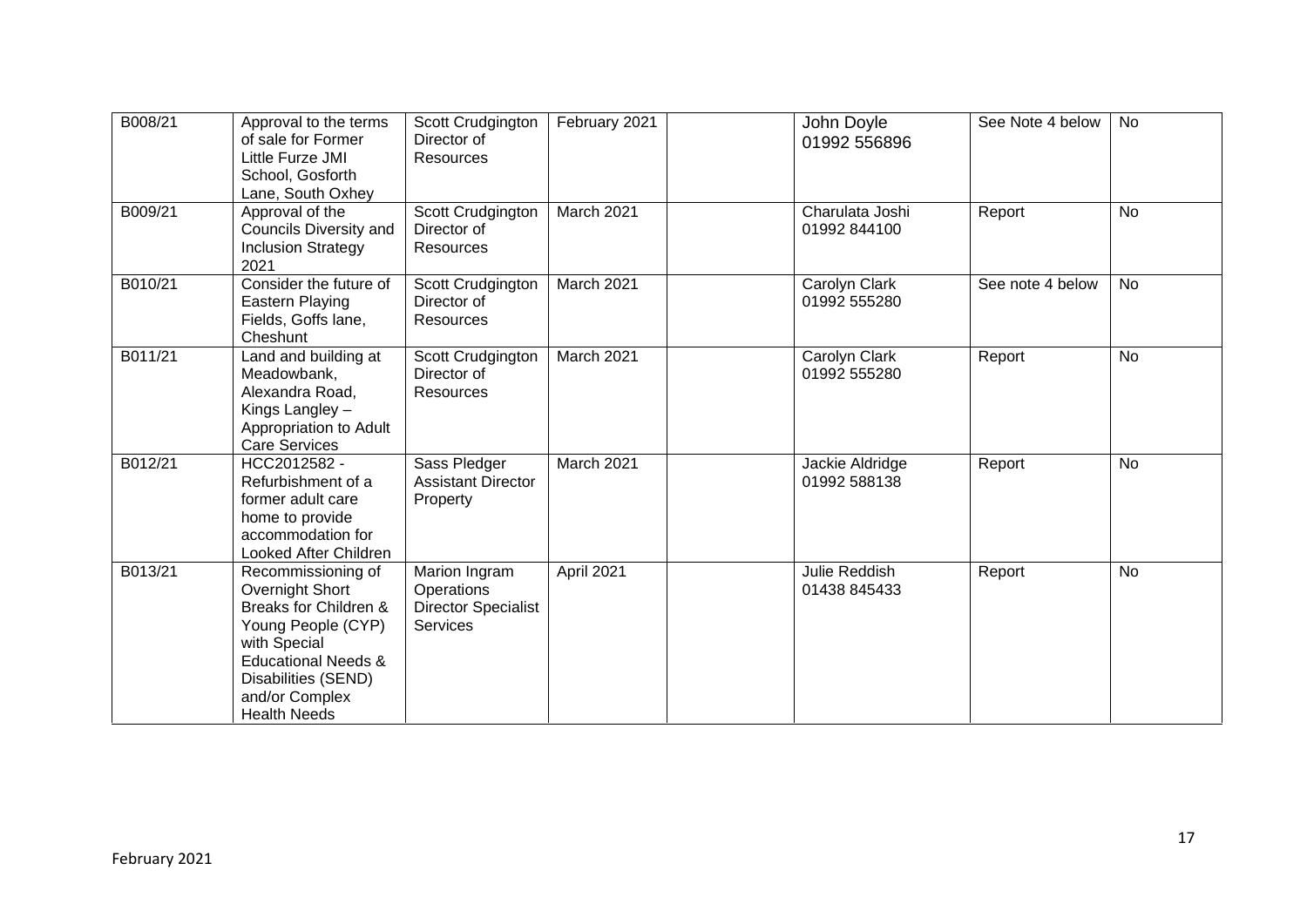| | | | | | | | |
|---|---|---|---|---|---|---|---|
| B008/21 | Approval to the terms of sale for Former Little Furze JMI School, Gosforth Lane, South Oxhey | Scott Crudgington Director of Resources | February 2021 | | John Doyle 01992 556896 | See Note 4 below | No |
| B009/21 | Approval of the Councils Diversity and Inclusion Strategy 2021 | Scott Crudgington Director of Resources | March 2021 | | Charulata Joshi 01992 844100 | Report | No |
| B010/21 | Consider the future of Eastern Playing Fields, Goffs lane, Cheshunt | Scott Crudgington Director of Resources | March 2021 | | Carolyn Clark 01992 555280 | See note 4 below | No |
| B011/21 | Land and building at Meadowbank, Alexandra Road, Kings Langley – Appropriation to Adult Care Services | Scott Crudgington Director of Resources | March 2021 | | Carolyn Clark 01992 555280 | Report | No |
| B012/21 | HCC2012582 - Refurbishment of a former adult care home to provide accommodation for Looked After Children | Sass Pledger Assistant Director Property | March 2021 | | Jackie Aldridge 01992 588138 | Report | No |
| B013/21 | Recommissioning of Overnight Short Breaks for Children & Young People (CYP) with Special Educational Needs & Disabilities (SEND) and/or Complex Health Needs | Marion Ingram Operations Director Specialist Services | April 2021 | | Julie Reddish 01438 845433 | Report | No |

February 2021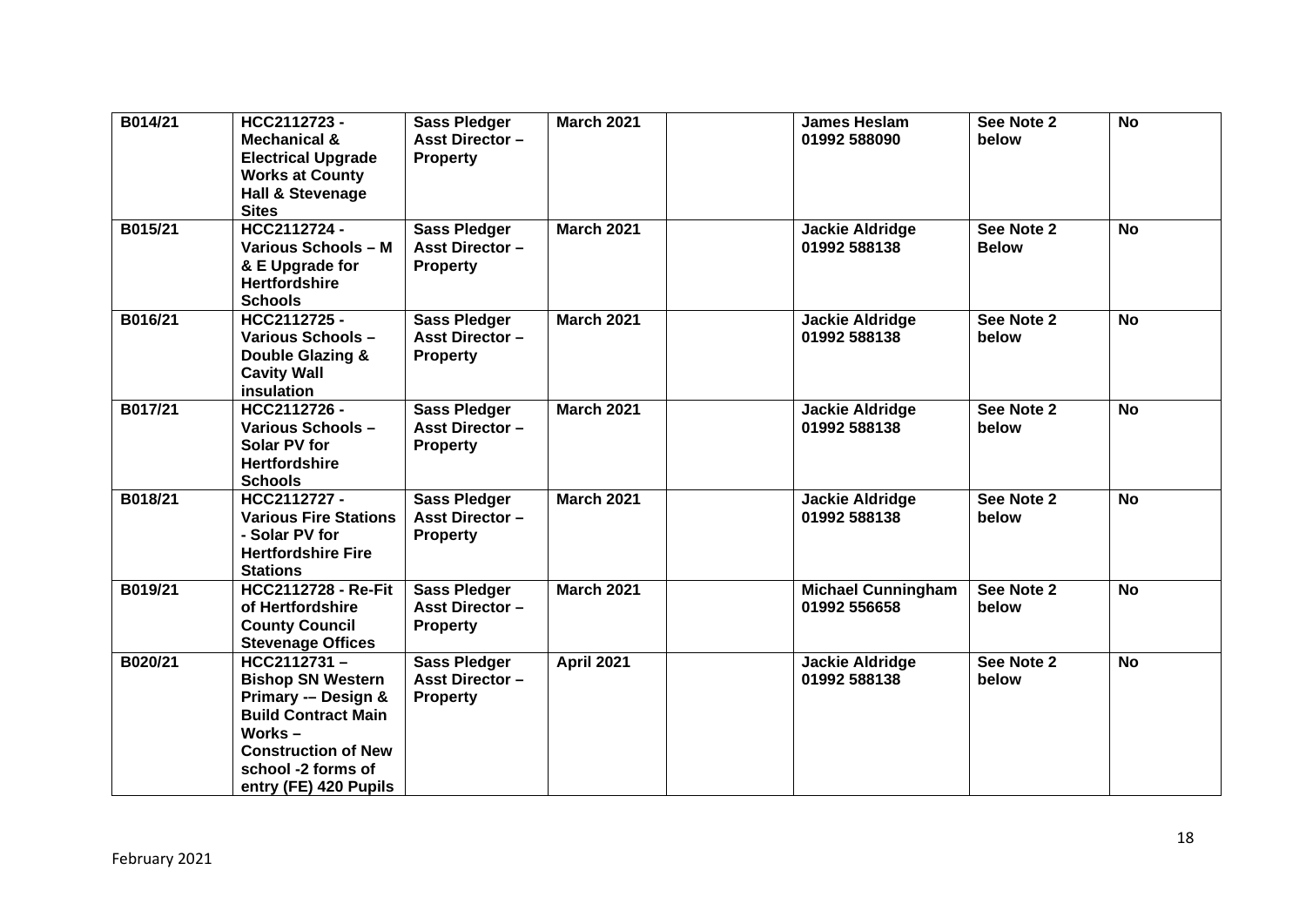| | | | | | | | |
|---|---|---|---|---|---|---|---|
| **B014/21** | **HCC2112723 - Mechanical & Electrical Upgrade Works at County Hall & Stevenage Sites** | **Sass Pledger Asst Director – Property** | **March 2021** | | **James Heslam 01992 588090** | **See Note 2 below** | **No** |
| **B015/21** | **HCC2112724 - Various Schools – M & E Upgrade for Hertfordshire Schools** | **Sass Pledger Asst Director – Property** | **March 2021** | | **Jackie Aldridge 01992 588138** | **See Note 2 Below** | **No** |
| **B016/21** | **HCC2112725 - Various Schools – Double Glazing & Cavity Wall insulation** | **Sass Pledger Asst Director – Property** | **March 2021** | | **Jackie Aldridge 01992 588138** | **See Note 2 below** | **No** |
| **B017/21** | **HCC2112726 - Various Schools – Solar PV for Hertfordshire Schools** | **Sass Pledger Asst Director – Property** | **March 2021** | | **Jackie Aldridge 01992 588138** | **See Note 2 below** | **No** |
| **B018/21** | **HCC2112727 - Various Fire Stations - Solar PV for Hertfordshire Fire Stations** | **Sass Pledger Asst Director – Property** | **March 2021** | | **Jackie Aldridge 01992 588138** | **See Note 2 below** | **No** |
| **B019/21** | **HCC2112728 - Re-Fit of Hertfordshire County Council Stevenage Offices** | **Sass Pledger Asst Director – Property** | **March 2021** | | **Michael Cunningham 01992 556658** | **See Note 2 below** | **No** |
| **B020/21** | **HCC2112731 – Bishop SN Western Primary -– Design & Build Contract Main Works – Construction of New school -2 forms of entry (FE) 420 Pupils** | **Sass Pledger Asst Director – Property** | **April 2021** | | **Jackie Aldridge 01992 588138** | **See Note 2 below** | **No** |

February 2021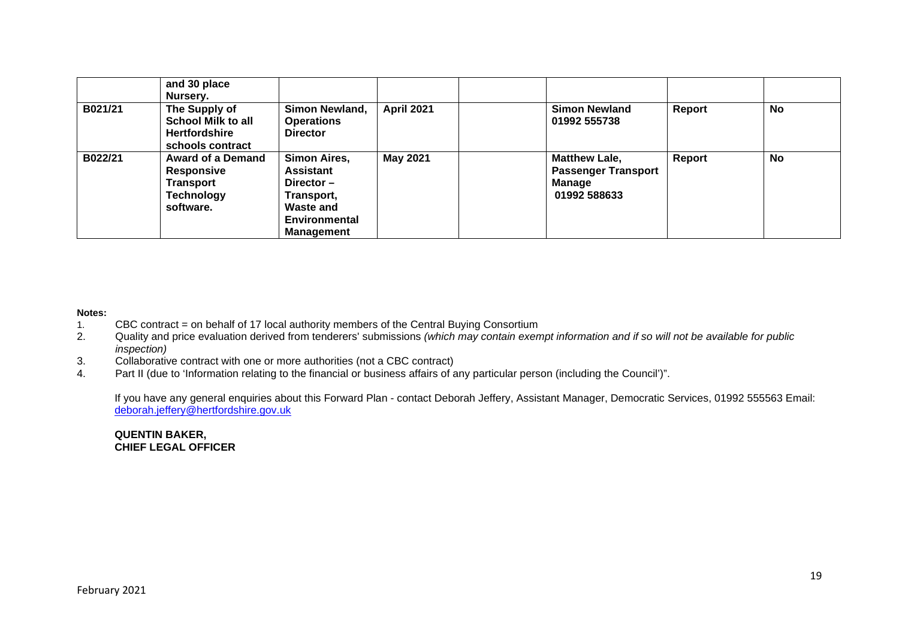|  | and 30 place Nursery. |  |  |  |  |  |  |
|---|---|---|---|---|---|---|---|
| B021/21 | The Supply of School Milk to all Hertfordshire schools contract | Simon Newland, Operations Director | April 2021 |  | Simon Newland 01992 555738 | Report | No |
| B022/21 | Award of a Demand Responsive Transport Technology software. | Simon Aires, Assistant Director – Transport, Waste and Environmental Management | May 2021 |  | Matthew Lale, Passenger Transport Manage 01992 588633 | Report | No |

**Notes:**

1. CBC contract = on behalf of 17 local authority members of the Central Buying Consortium
2. Quality and price evaluation derived from tenderers' submissions *(which may contain exempt information and if so will not be available for public inspection)*
3. Collaborative contract with one or more authorities (not a CBC contract)
4. Part II (due to 'Information relating to the financial or business affairs of any particular person (including the Council')".

If you have any general enquiries about this Forward Plan - contact Deborah Jeffery, Assistant Manager, Democratic Services, 01992 555563 Email: deborah.jeffery@hertfordshire.gov.uk

**QUENTIN BAKER,**
**CHIEF LEGAL OFFICER**

February 2021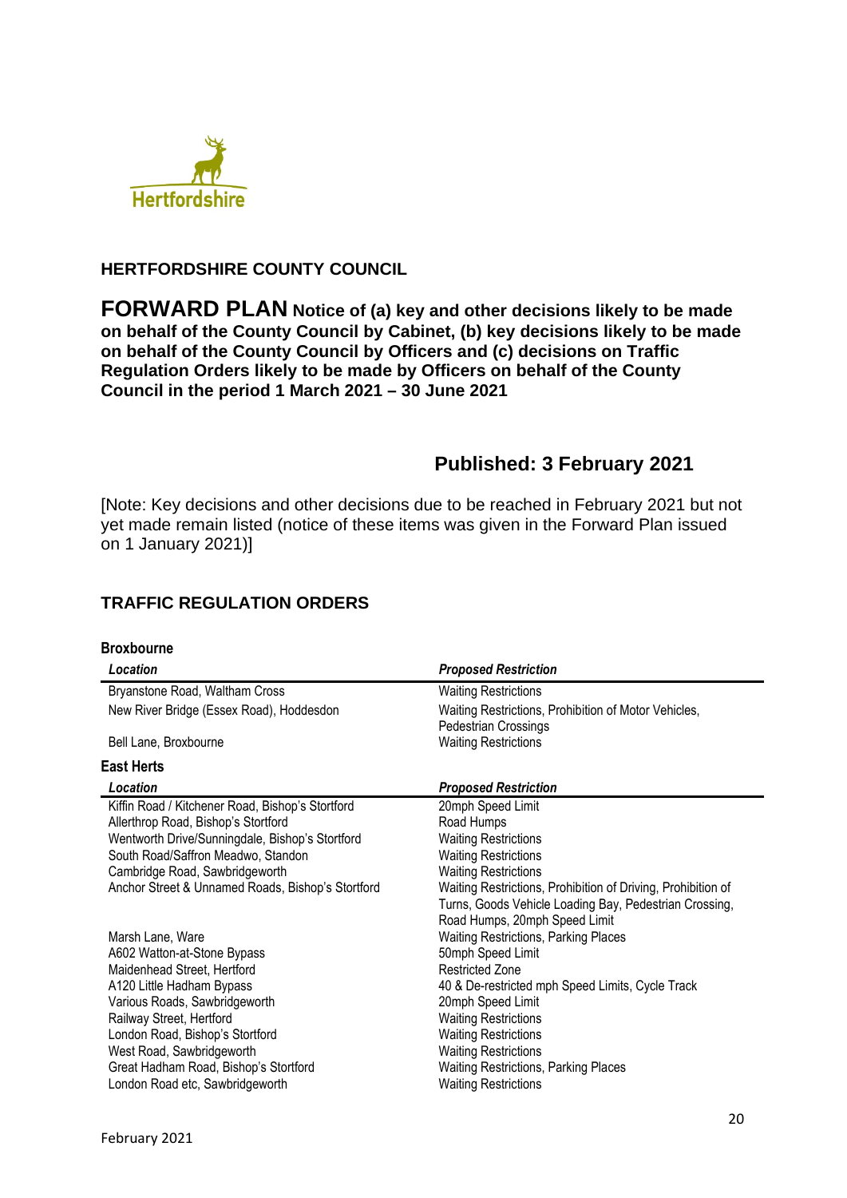Hertfordshire

**HERTFORDSHIRE COUNTY COUNCIL**

# FORWARD PLAN **Notice of (a) key and other decisions likely to be made on behalf of the County Council by Cabinet, (b) key decisions likely to be made on behalf of the County Council by Officers and (c) decisions on Traffic Regulation Orders likely to be made by Officers on behalf of the County Council in the period 1 March 2021 – 30 June 2021**

## Published: 3 February 2021

[Note: Key decisions and other decisions due to be reached in February 2021 but not yet made remain listed (notice of these items was given in the Forward Plan issued on 1 January 2021)]

## TRAFFIC REGULATION ORDERS

### Broxbourne

| *Location* | *Proposed Restriction* |
|---|---|
| Bryanstone Road, Waltham Cross | Waiting Restrictions |
| New River Bridge (Essex Road), Hoddesdon | Waiting Restrictions, Prohibition of Motor Vehicles, Pedestrian Crossings |
| Bell Lane, Broxbourne | Waiting Restrictions |

### East Herts

| *Location* | *Proposed Restriction* |
|---|---|
| Kiffin Road / Kitchener Road, Bishop's Stortford | 20mph Speed Limit |
| Allerthrop Road, Bishop's Stortford | Road Humps |
| Wentworth Drive/Sunningdale, Bishop's Stortford | Waiting Restrictions |
| South Road/Saffron Meadwo, Standon | Waiting Restrictions |
| Cambridge Road, Sawbridgeworth | Waiting Restrictions |
| Anchor Street & Unnamed Roads, Bishop's Stortford | Waiting Restrictions, Prohibition of Driving, Prohibition of Turns, Goods Vehicle Loading Bay, Pedestrian Crossing, Road Humps, 20mph Speed Limit |
| Marsh Lane, Ware | Waiting Restrictions, Parking Places |
| A602 Watton-at-Stone Bypass | 50mph Speed Limit |
| Maidenhead Street, Hertford | Restricted Zone |
| A120 Little Hadham Bypass | 40 & De-restricted mph Speed Limits, Cycle Track |
| Various Roads, Sawbridgeworth | 20mph Speed Limit |
| Railway Street, Hertford | Waiting Restrictions |
| London Road, Bishop's Stortford | Waiting Restrictions |
| West Road, Sawbridgeworth | Waiting Restrictions |
| Great Hadham Road, Bishop's Stortford | Waiting Restrictions, Parking Places |
| London Road etc, Sawbridgeworth | Waiting Restrictions |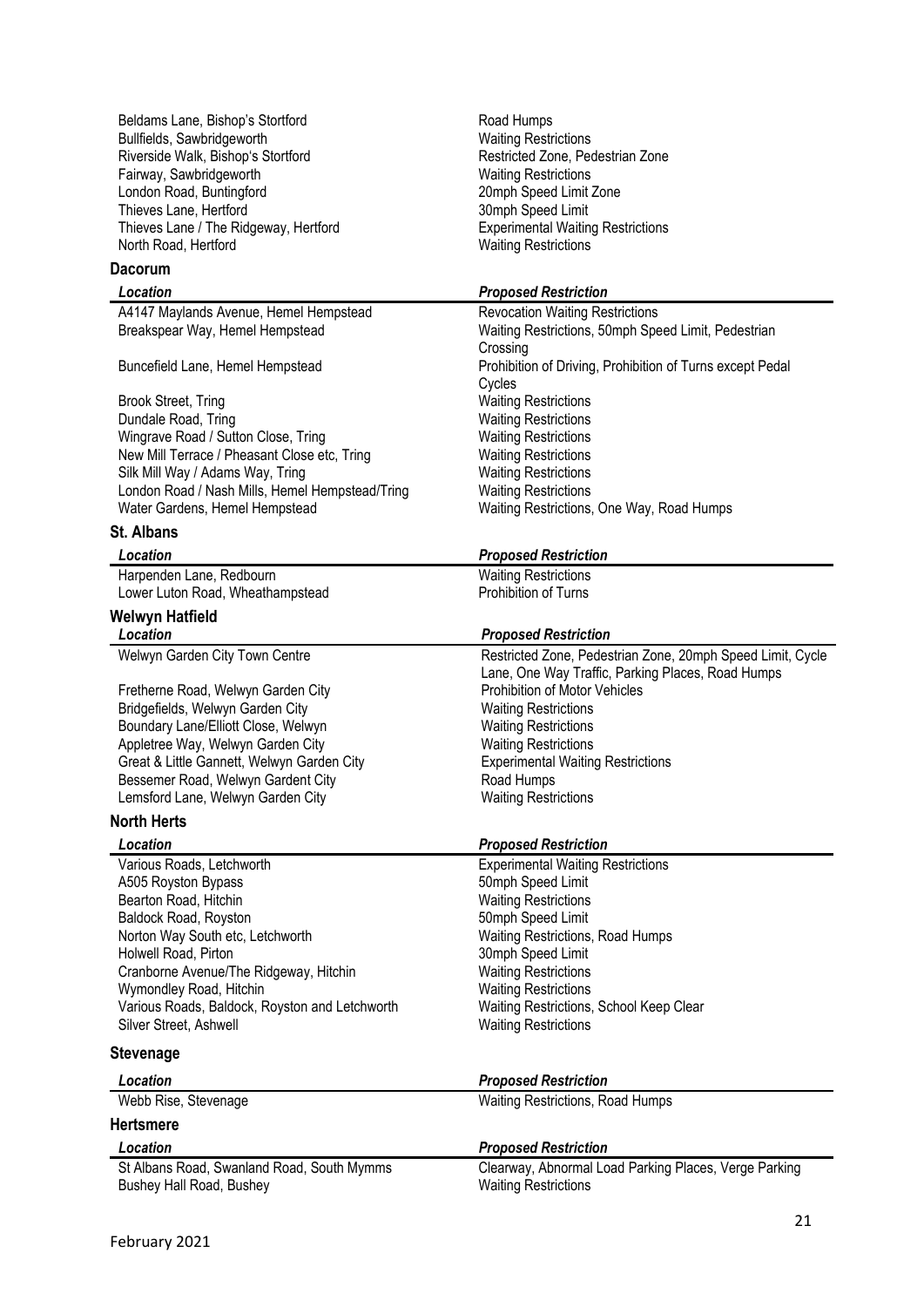| Location | Proposed Restriction |
|---|---|
| Beldams Lane, Bishop's Stortford | Road Humps |
| Bullfields, Sawbridgeworth | Waiting Restrictions |
| Riverside Walk, Bishop's Stortford | Restricted Zone, Pedestrian Zone |
| Fairway, Sawbridgeworth | Waiting Restrictions |
| London Road, Buntingford | 20mph Speed Limit Zone |
| Thieves Lane, Hertford | 30mph Speed Limit |
| Thieves Lane / The Ridgeway, Hertford | Experimental Waiting Restrictions |
| North Road, Hertford | Waiting Restrictions |

### Dacorum

| *Location* | *Proposed Restriction* |
|---|---|
| A4147 Maylands Avenue, Hemel Hempstead | Revocation Waiting Restrictions |
| Breakspear Way, Hemel Hempstead | Waiting Restrictions, 50mph Speed Limit, Pedestrian Crossing |
| Buncefield Lane, Hemel Hempstead | Prohibition of Driving, Prohibition of Turns except Pedal Cycles |
| Brook Street, Tring | Waiting Restrictions |
| Dundale Road, Tring | Waiting Restrictions |
| Wingrave Road / Sutton Close, Tring | Waiting Restrictions |
| New Mill Terrace / Pheasant Close etc, Tring | Waiting Restrictions |
| Silk Mill Way / Adams Way, Tring | Waiting Restrictions |
| London Road / Nash Mills, Hemel Hempstead/Tring | Waiting Restrictions |
| Water Gardens, Hemel Hempstead | Waiting Restrictions, One Way, Road Humps |

### St. Albans

| *Location* | *Proposed Restriction* |
|---|---|
| Harpenden Lane, Redbourn | Waiting Restrictions |
| Lower Luton Road, Wheathampstead | Prohibition of Turns |

### Welwyn Hatfield

| *Location* | *Proposed Restriction* |
|---|---|
| Welwyn Garden City Town Centre | Restricted Zone, Pedestrian Zone, 20mph Speed Limit, Cycle Lane, One Way Traffic, Parking Places, Road Humps |
| Fretherne Road, Welwyn Garden City | Prohibition of Motor Vehicles |
| Bridgefields, Welwyn Garden City | Waiting Restrictions |
| Boundary Lane/Elliott Close, Welwyn | Waiting Restrictions |
| Appletree Way, Welwyn Garden City | Waiting Restrictions |
| Great & Little Gannett, Welwyn Garden City | Experimental Waiting Restrictions |
| Bessemer Road, Welwyn Gardent City | Road Humps |
| Lemsford Lane, Welwyn Garden City | Waiting Restrictions |

### North Herts

| *Location* | *Proposed Restriction* |
|---|---|
| Various Roads, Letchworth | Experimental Waiting Restrictions |
| A505 Royston Bypass | 50mph Speed Limit |
| Bearton Road, Hitchin | Waiting Restrictions |
| Baldock Road, Royston | 50mph Speed Limit |
| Norton Way South etc, Letchworth | Waiting Restrictions, Road Humps |
| Holwell Road, Pirton | 30mph Speed Limit |
| Cranborne Avenue/The Ridgeway, Hitchin | Waiting Restrictions |
| Wymondley Road, Hitchin | Waiting Restrictions |
| Various Roads, Baldock, Royston and Letchworth | Waiting Restrictions, School Keep Clear |
| Silver Street, Ashwell | Waiting Restrictions |

### Stevenage

| *Location* | *Proposed Restriction* |
|---|---|
| Webb Rise, Stevenage | Waiting Restrictions, Road Humps |

### Hertsmere

| *Location* | *Proposed Restriction* |
|---|---|
| St Albans Road, Swanland Road, South Mymms | Clearway, Abnormal Load Parking Places, Verge Parking |
| Bushey Hall Road, Bushey | Waiting Restrictions |

February 2021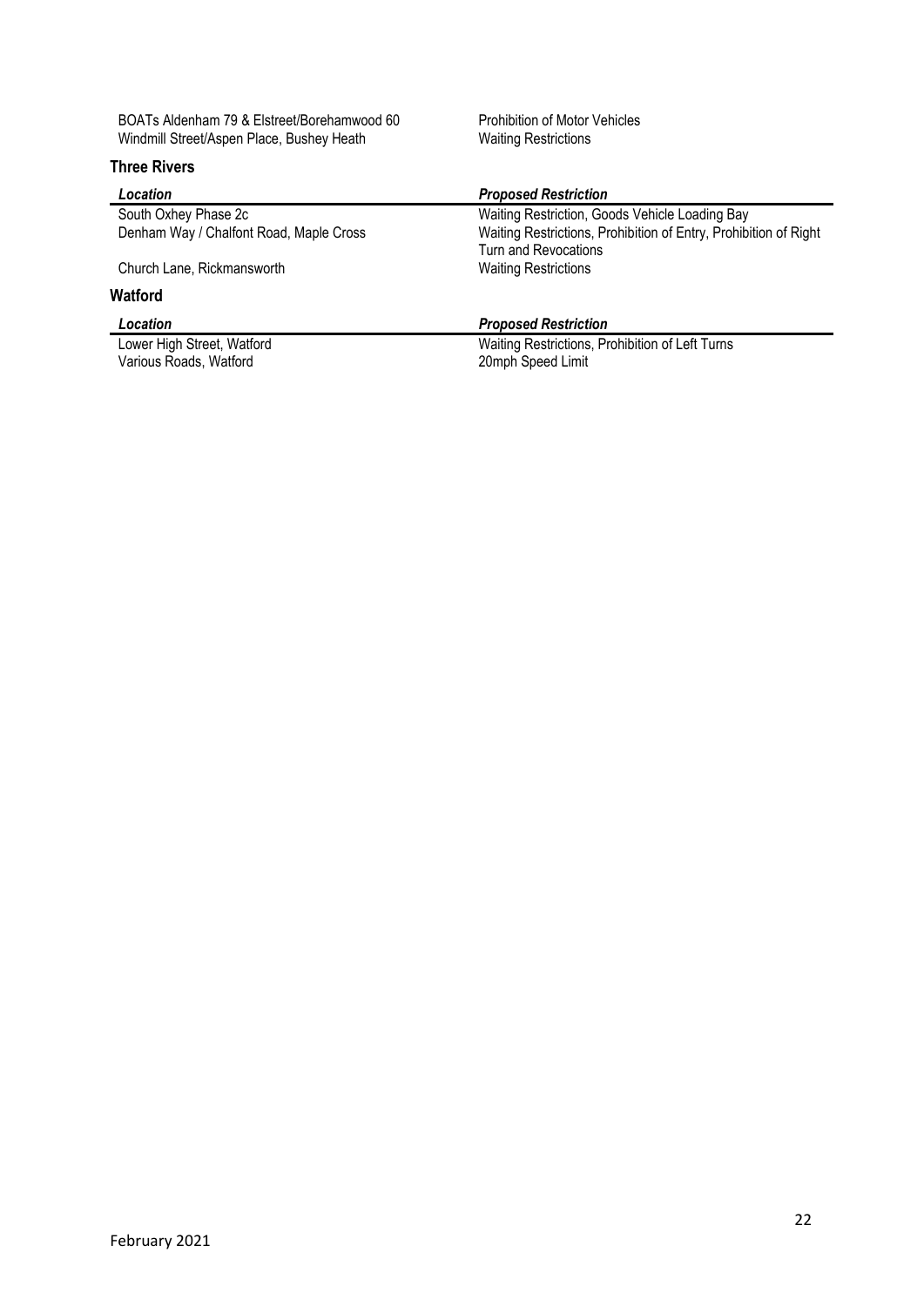| | |
|---|---|
| BOATs Aldenham 79 & Elstreet/Borehamwood 60 | Prohibition of Motor Vehicles |
| Windmill Street/Aspen Place, Bushey Heath | Waiting Restrictions |

### Three Rivers

| *Location* | *Proposed Restriction* |
|---|---|
| South Oxhey Phase 2c | Waiting Restriction, Goods Vehicle Loading Bay |
| Denham Way / Chalfont Road, Maple Cross | Waiting Restrictions, Prohibition of Entry, Prohibition of Right Turn and Revocations |
| Church Lane, Rickmansworth | Waiting Restrictions |

### Watford

| *Location* | *Proposed Restriction* |
|---|---|
| Lower High Street, Watford | Waiting Restrictions, Prohibition of Left Turns |
| Various Roads, Watford | 20mph Speed Limit |

February 2021